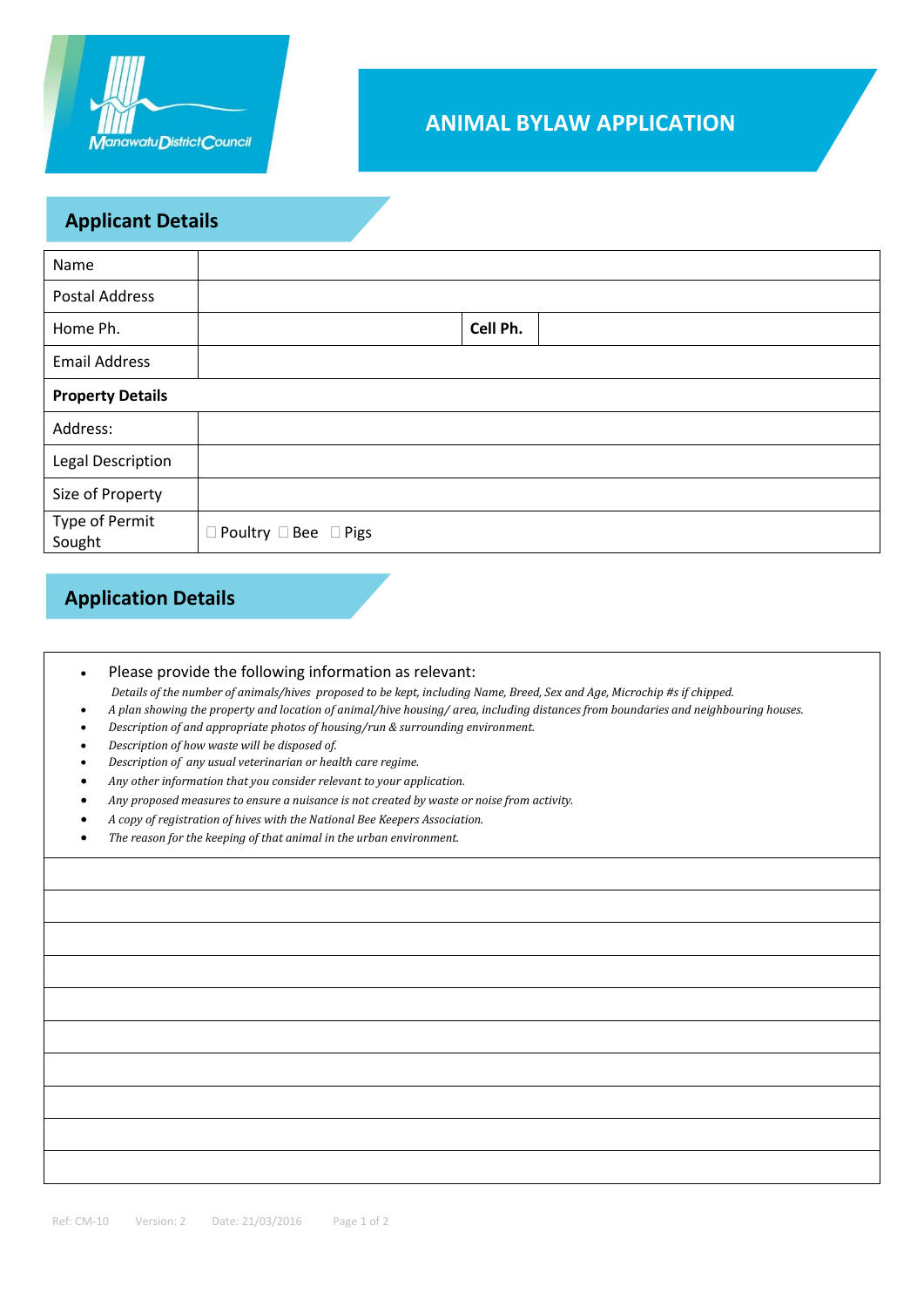Manawatu District Council

# ANIMAL BYLAW APPLICATION

## Applicant Details

| Name | | | |
|---|---|---|---|
| Postal Address | | | |
| Home Ph. | | **Cell Ph.** | |
| Email Address | | | |
| **Property Details** | | | |
| Address: | | | |
| Legal Description | | | |
| Size of Property | | | |
| Type of Permit Sought | ☐ Poultry ☐ Bee ☐ Pigs | | |

## Application Details

- Please provide the following information as relevant:
  *Details of the number of animals/hives proposed to be kept, including Name, Breed, Sex and Age, Microchip #s if chipped.*
- *A plan showing the property and location of animal/hive housing/ area, including distances from boundaries and neighbouring houses.*
- *Description of and appropriate photos of housing/run & surrounding environment.*
- *Description of how waste will be disposed of.*
- *Description of any usual veterinarian or health care regime.*
- *Any other information that you consider relevant to your application.*
- *Any proposed measures to ensure a nuisance is not created by waste or noise from activity.*
- *A copy of registration of hives with the National Bee Keepers Association.*
- *The reason for the keeping of that animal in the urban environment.*

Ref: CM-10 Version: 2 Date: 21/03/2016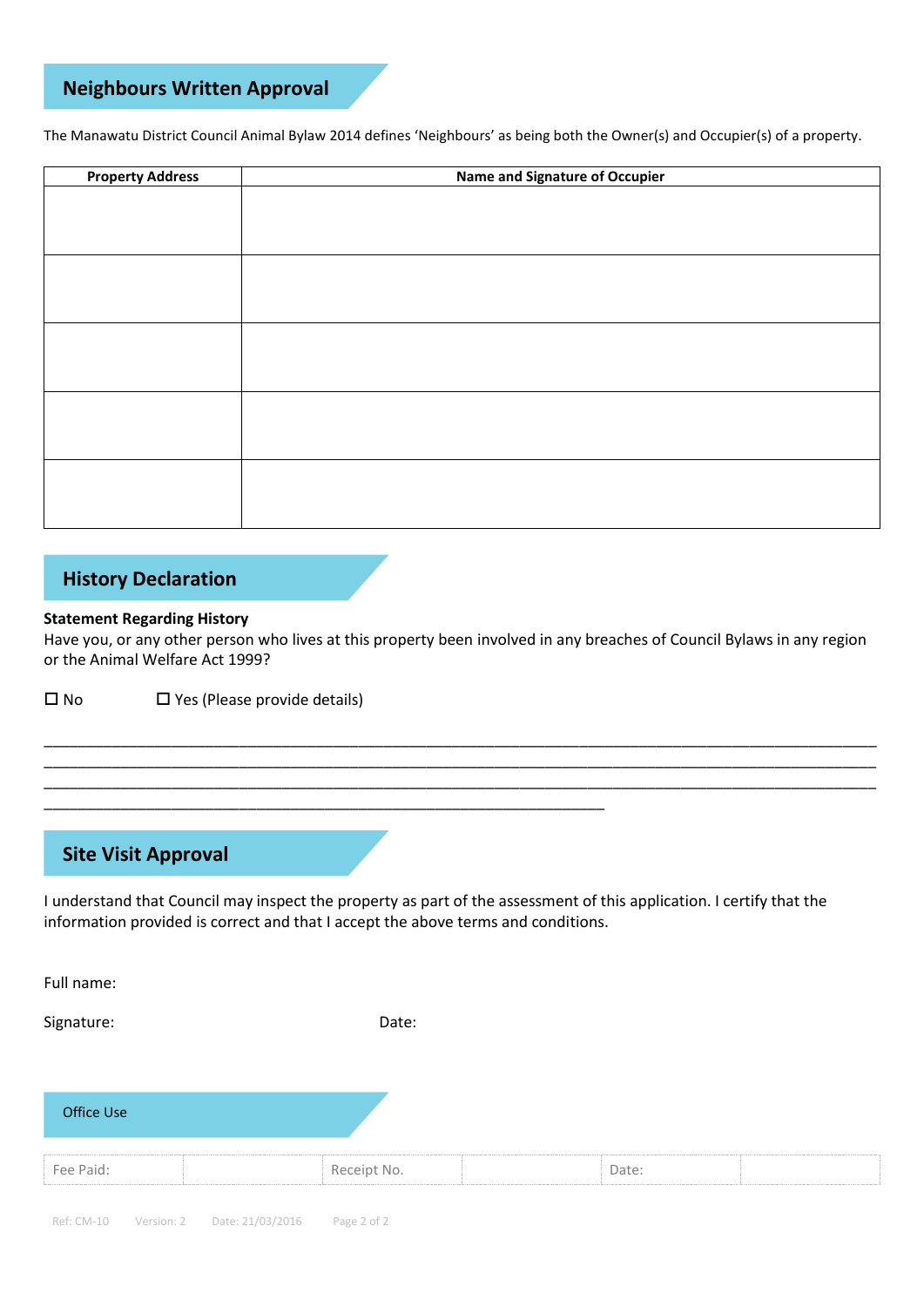## Neighbours Written Approval

The Manawatu District Council Animal Bylaw 2014 defines 'Neighbours' as being both the Owner(s) and Occupier(s) of a property.

| Property Address | Name and Signature of Occupier |
|---|---|
| | |
| | |
| | |
| | |
| | |

## History Declaration

**Statement Regarding History**

Have you, or any other person who lives at this property been involved in any breaches of Council Bylaws in any region or the Animal Welfare Act 1999?

☐ No ☐ Yes (Please provide details)

______________________________________________________________________________________________
______________________________________________________________________________________________
______________________________________________________________________________________________
__________________________________________________________________

## Site Visit Approval

I understand that Council may inspect the property as part of the assessment of this application. I certify that the information provided is correct and that I accept the above terms and conditions.

Full name:

Signature: Date:

## Office Use

| | | | | | |
|---|---|---|---|---|---|
| Fee Paid: | | Receipt No. | | Date: | |

Ref: CM-10 Version: 2 Date: 21/03/2016